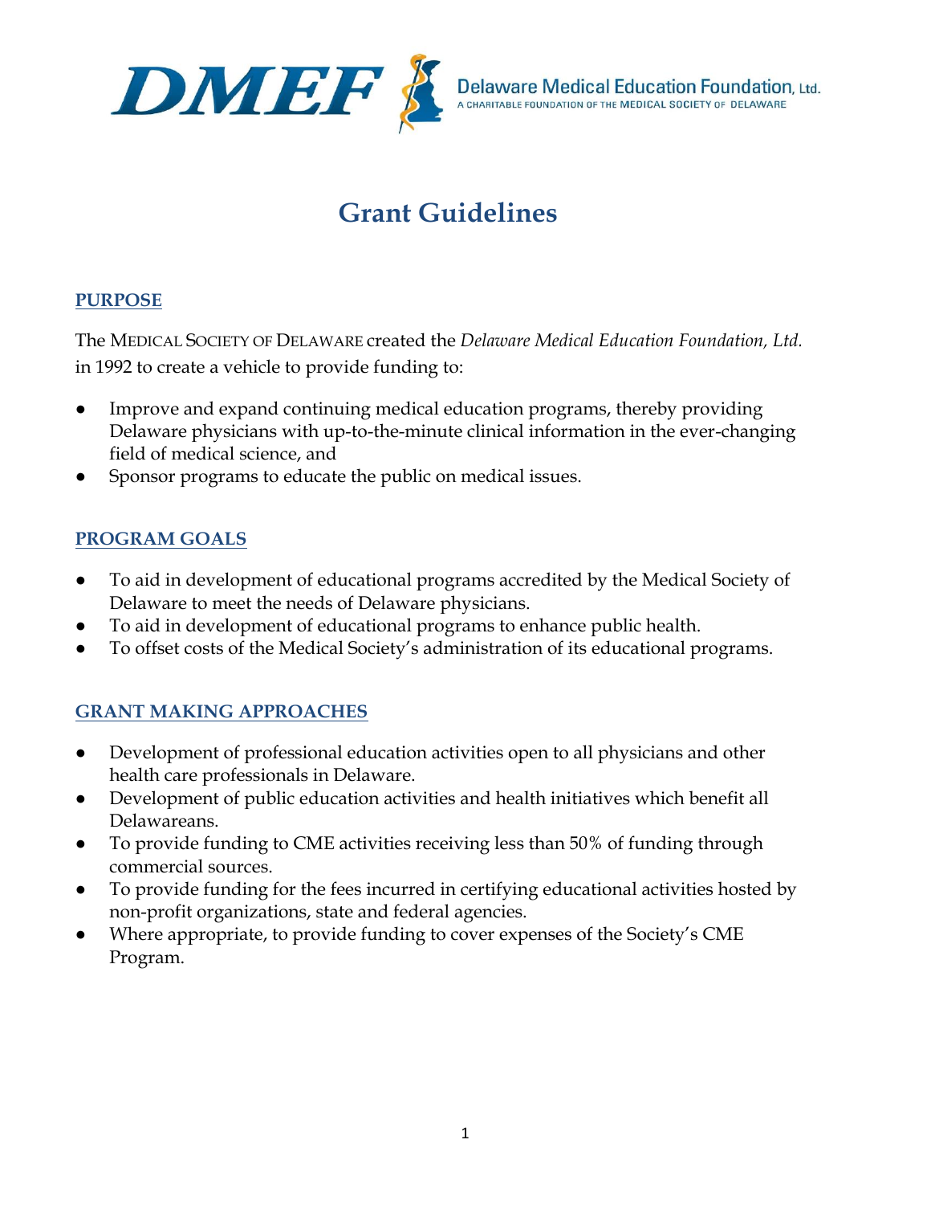DMEF Delaware Medical Education Foundation, Ltd.
A CHARITABLE FOUNDATION OF THE MEDICAL SOCIETY OF DELAWARE

# Grant Guidelines

## PURPOSE

The Medical Society of Delaware created the *Delaware Medical Education Foundation, Ltd.* in 1992 to create a vehicle to provide funding to:

- Improve and expand continuing medical education programs, thereby providing Delaware physicians with up-to-the-minute clinical information in the ever-changing field of medical science, and
- Sponsor programs to educate the public on medical issues.

## PROGRAM GOALS

- To aid in development of educational programs accredited by the Medical Society of Delaware to meet the needs of Delaware physicians.
- To aid in development of educational programs to enhance public health.
- To offset costs of the Medical Society's administration of its educational programs.

## GRANT MAKING APPROACHES

- Development of professional education activities open to all physicians and other health care professionals in Delaware.
- Development of public education activities and health initiatives which benefit all Delawareans.
- To provide funding to CME activities receiving less than 50% of funding through commercial sources.
- To provide funding for the fees incurred in certifying educational activities hosted by non-profit organizations, state and federal agencies.
- Where appropriate, to provide funding to cover expenses of the Society's CME Program.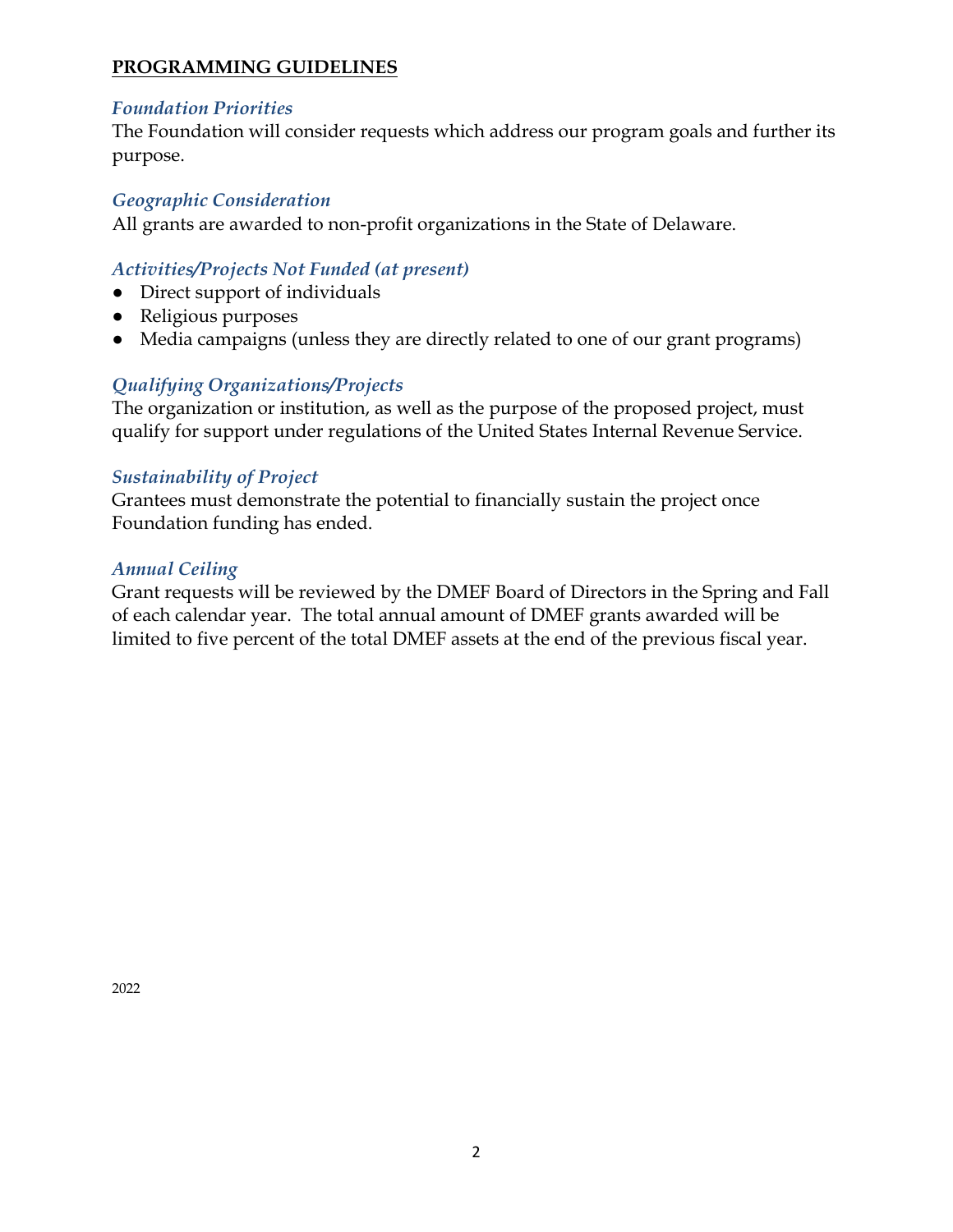## **PROGRAMMING GUIDELINES**

### *Foundation Priorities*

The Foundation will consider requests which address our program goals and further its purpose.

### *Geographic Consideration*

All grants are awarded to non-profit organizations in the State of Delaware.

### *Activities/Projects Not Funded (at present)*

- Direct support of individuals
- Religious purposes
- Media campaigns (unless they are directly related to one of our grant programs)

### *Qualifying Organizations/Projects*

The organization or institution, as well as the purpose of the proposed project, must qualify for support under regulations of the United States Internal Revenue Service.

### *Sustainability of Project*

Grantees must demonstrate the potential to financially sustain the project once Foundation funding has ended.

### *Annual Ceiling*

Grant requests will be reviewed by the DMEF Board of Directors in the Spring and Fall of each calendar year. The total annual amount of DMEF grants awarded will be limited to five percent of the total DMEF assets at the end of the previous fiscal year.

2022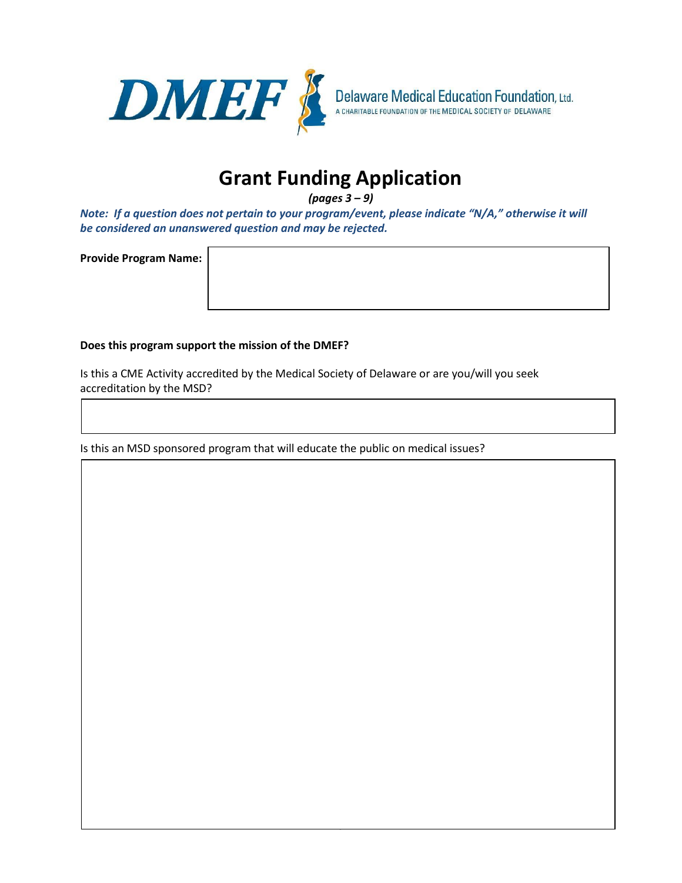DMEF Delaware Medical Education Foundation, Ltd.
A CHARITABLE FOUNDATION OF THE MEDICAL SOCIETY OF DELAWARE

# Grant Funding Application

***(pages 3 – 9)***

***Note: If a question does not pertain to your program/event, please indicate "N/A," otherwise it will be considered an unanswered question and may be rejected.***

**Provide Program Name:**

**Does this program support the mission of the DMEF?**

Is this a CME Activity accredited by the Medical Society of Delaware or are you/will you seek accreditation by the MSD?

Is this an MSD sponsored program that will educate the public on medical issues?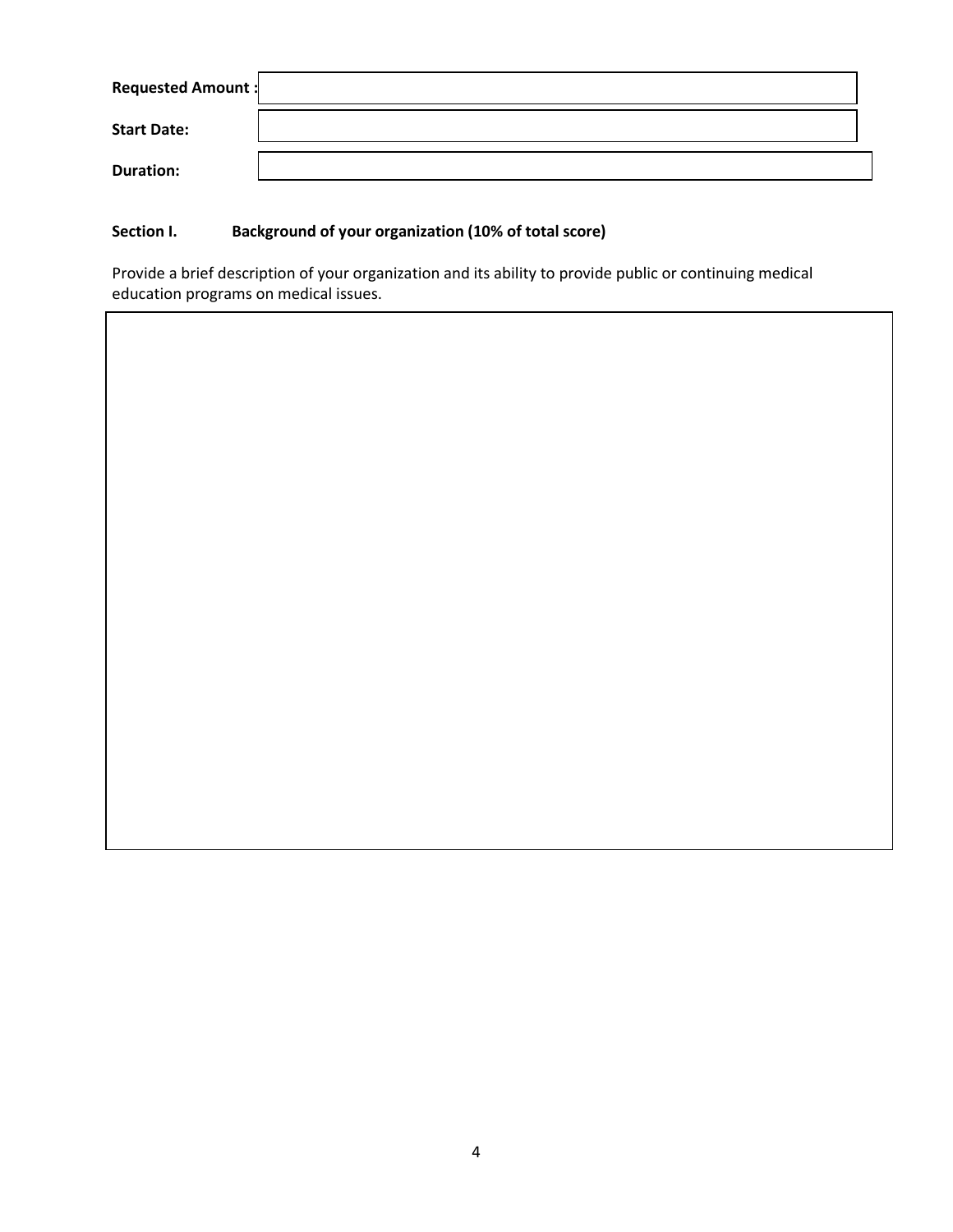**Requested Amount :**

**Start Date:**

**Duration:**

### Section I. Background of your organization (10% of total score)

Provide a brief description of your organization and its ability to provide public or continuing medical education programs on medical issues.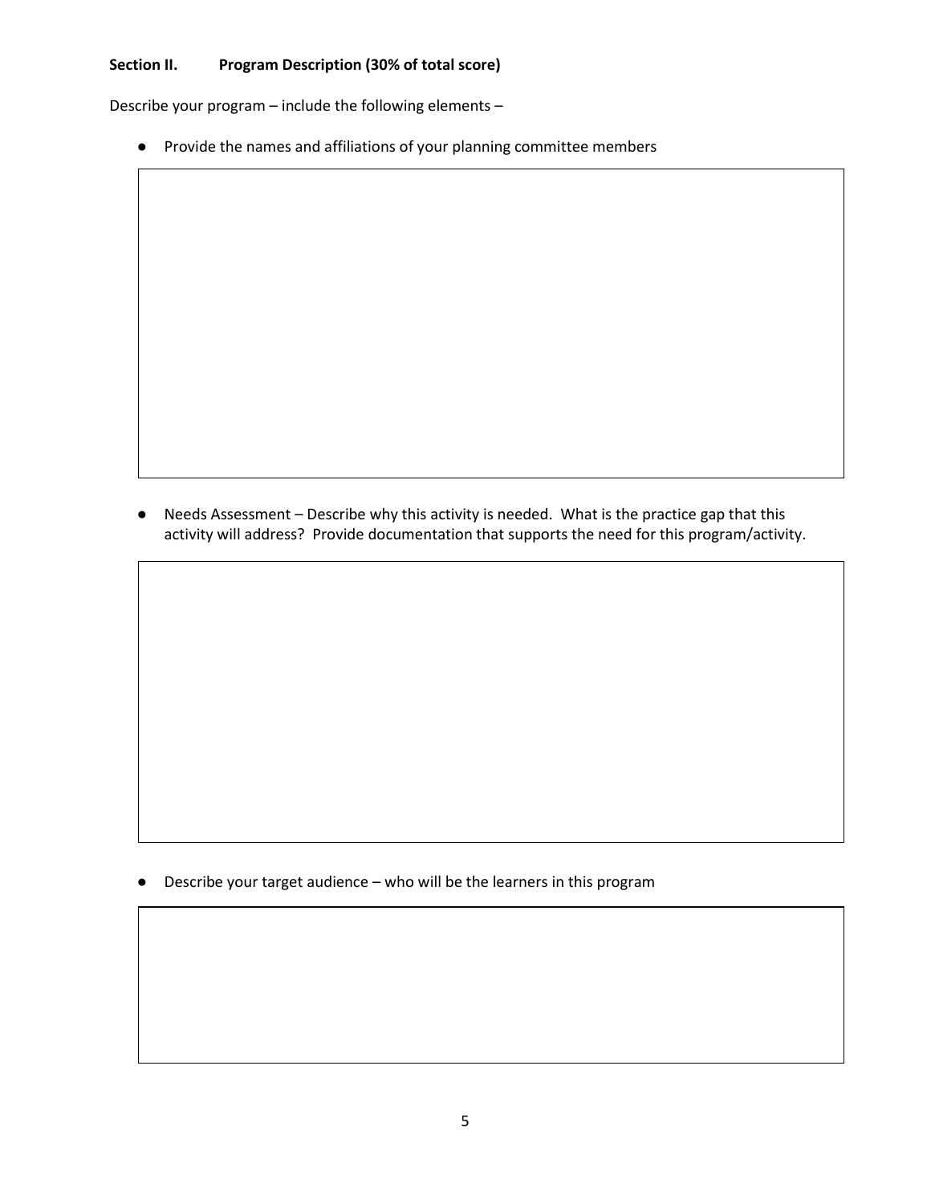**Section II. Program Description (30% of total score)**

Describe your program – include the following elements –

- Provide the names and affiliations of your planning committee members

- Needs Assessment – Describe why this activity is needed. What is the practice gap that this activity will address? Provide documentation that supports the need for this program/activity.

- Describe your target audience – who will be the learners in this program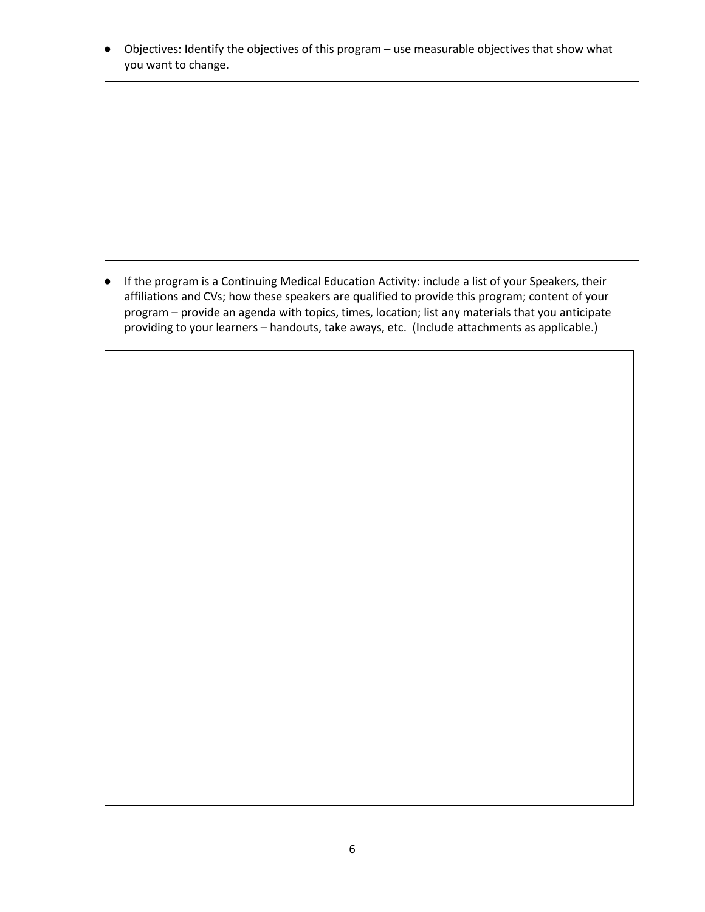- Objectives: Identify the objectives of this program – use measurable objectives that show what you want to change.

- If the program is a Continuing Medical Education Activity: include a list of your Speakers, their affiliations and CVs; how these speakers are qualified to provide this program; content of your program – provide an agenda with topics, times, location; list any materials that you anticipate providing to your learners – handouts, take aways, etc. (Include attachments as applicable.)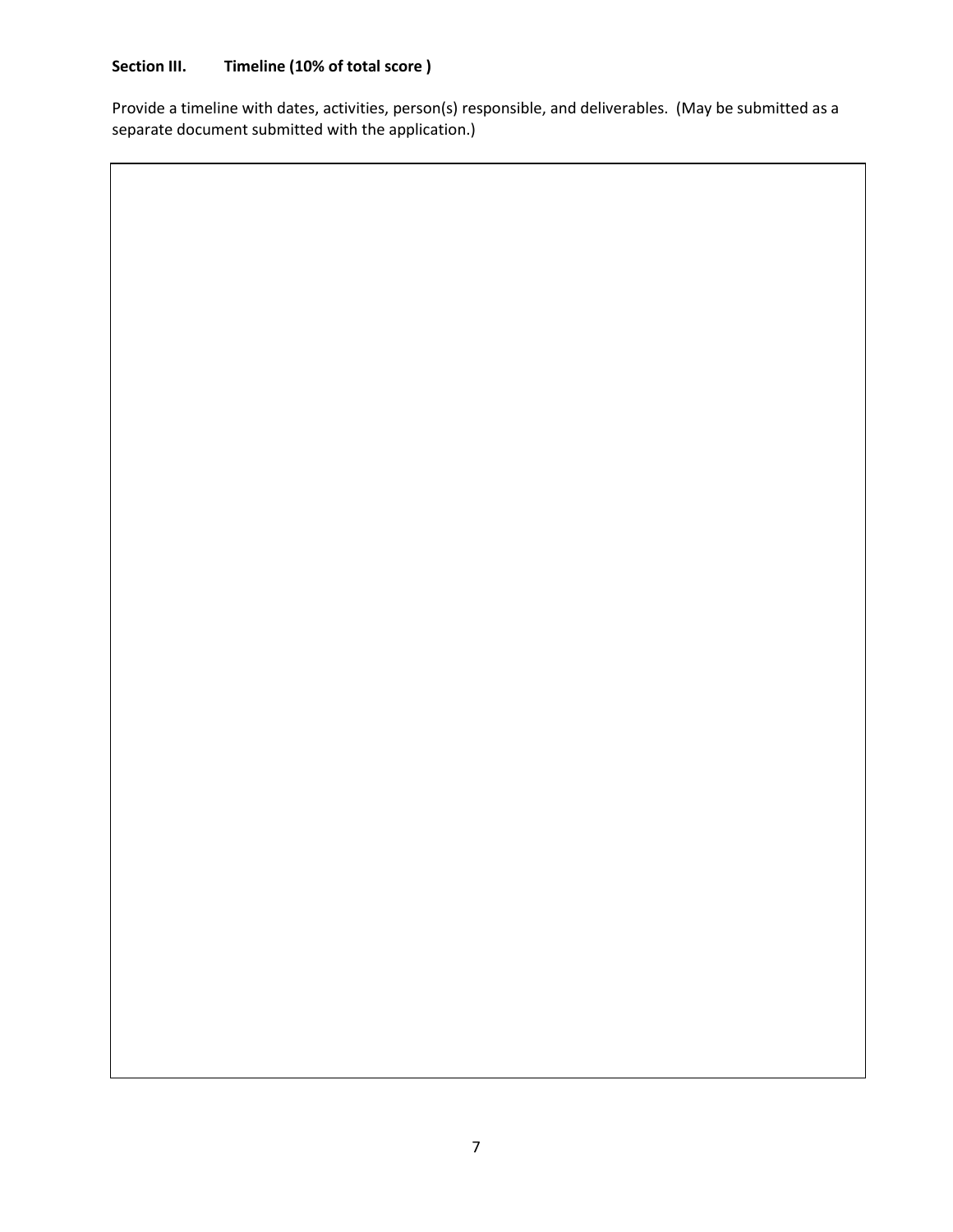**Section III. Timeline (10% of total score )**

Provide a timeline with dates, activities, person(s) responsible, and deliverables. (May be submitted as a separate document submitted with the application.)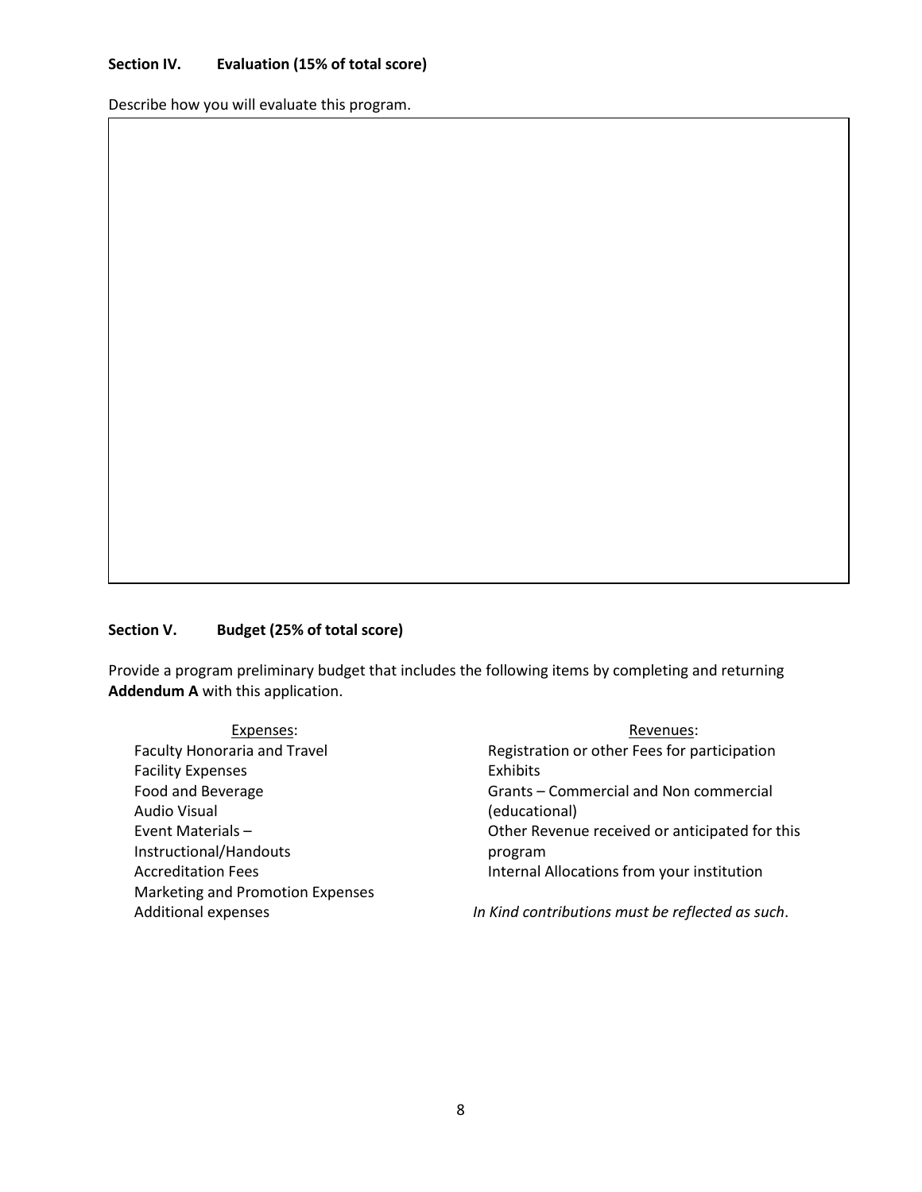**Section IV. Evaluation (15% of total score)**

Describe how you will evaluate this program.

**Section V. Budget (25% of total score)**

Provide a program preliminary budget that includes the following items by completing and returning **Addendum A** with this application.

Expenses:

- Faculty Honoraria and Travel
- Facility Expenses
- Food and Beverage
- Audio Visual
- Event Materials – Instructional/Handouts
- Accreditation Fees
- Marketing and Promotion Expenses
- Additional expenses

Revenues:

- Registration or other Fees for participation
- Exhibits
- Grants – Commercial and Non commercial (educational)
- Other Revenue received or anticipated for this program
- Internal Allocations from your institution

*In Kind contributions must be reflected as such*.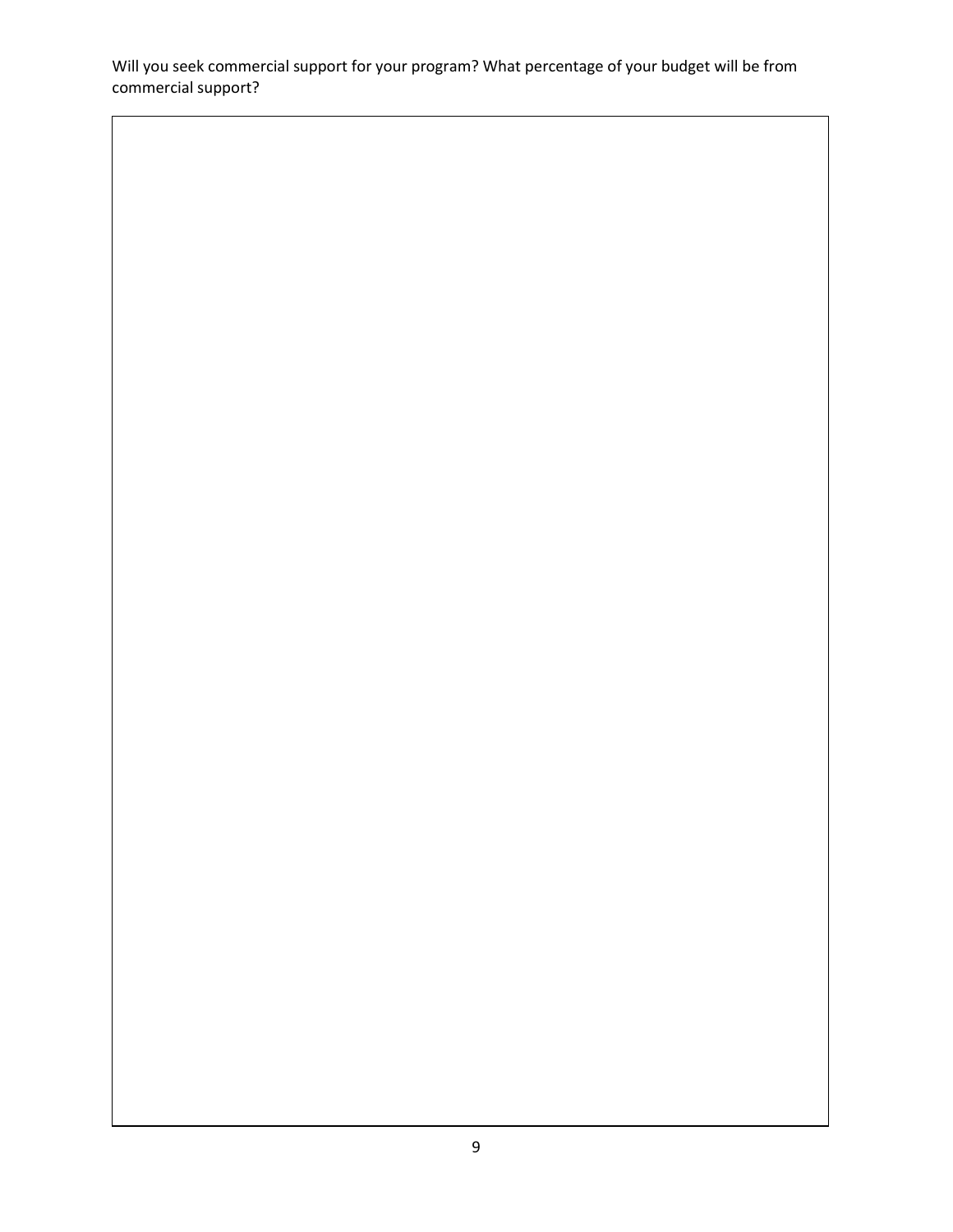Will you seek commercial support for your program? What percentage of your budget will be from commercial support?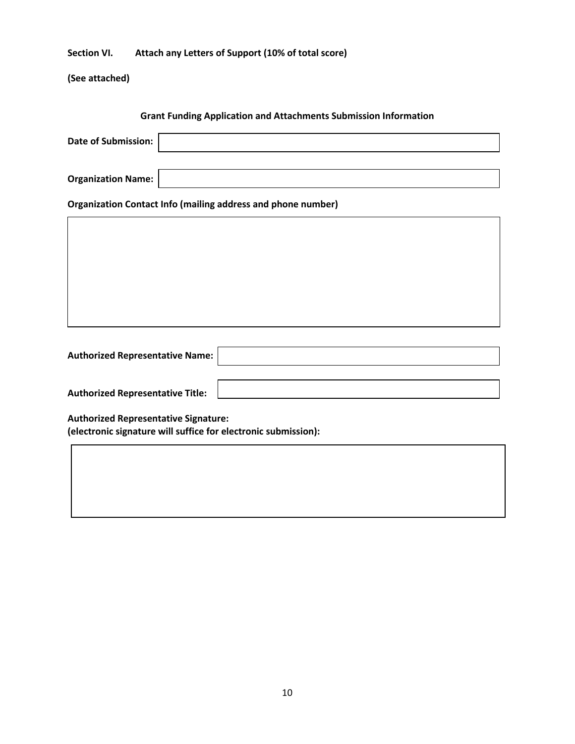**Section VI. Attach any Letters of Support (10% of total score)**

**(See attached)**

**Grant Funding Application and Attachments Submission Information**

**Date of Submission:**

**Organization Name:**

**Organization Contact Info (mailing address and phone number)**

**Authorized Representative Name:**

**Authorized Representative Title:**

**Authorized Representative Signature:**
**(electronic signature will suffice for electronic submission):**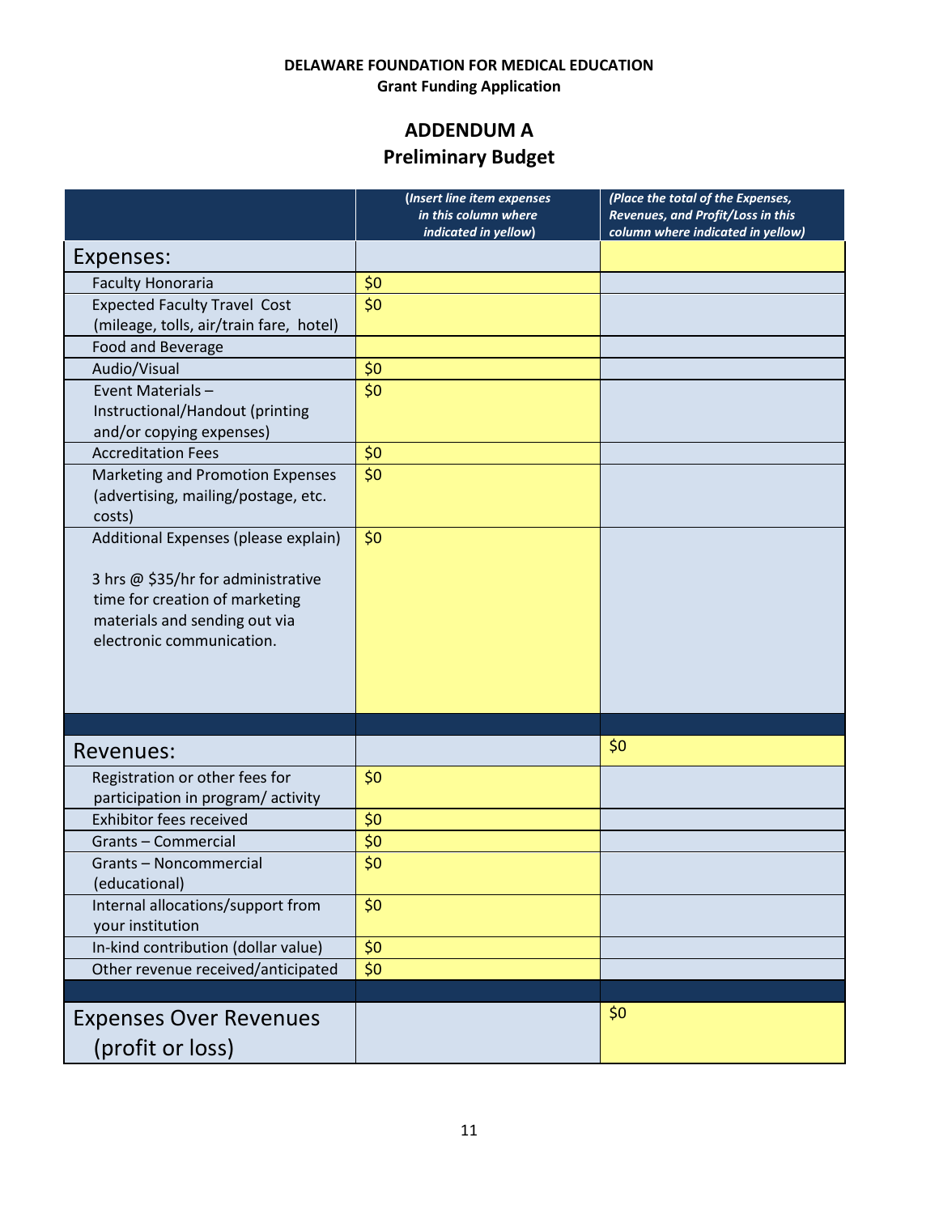**DELAWARE FOUNDATION FOR MEDICAL EDUCATION**
**Grant Funding Application**

## ADDENDUM A
## Preliminary Budget

| | ***(Insert line item expenses in this column where indicated in yellow)*** | ***(Place the total of the Expenses, Revenues, and Profit/Loss in this column where indicated in yellow)*** |
|---|---|---|
| Expenses: | | |
| Faculty Honoraria | $0 | |
| Expected Faculty Travel Cost (mileage, tolls, air/train fare, hotel) | $0 | |
| Food and Beverage | | |
| Audio/Visual | $0 | |
| Event Materials – Instructional/Handout (printing and/or copying expenses) | $0 | |
| Accreditation Fees | $0 | |
| Marketing and Promotion Expenses (advertising, mailing/postage, etc. costs) | $0 | |
| Additional Expenses (please explain)<br><br>3 hrs @ $35/hr for administrative time for creation of marketing materials and sending out via electronic communication. | $0 | |
| | | |
| Revenues: | | $0 |
| Registration or other fees for participation in program/ activity | $0 | |
| Exhibitor fees received | $0 | |
| Grants – Commercial | $0 | |
| Grants – Noncommercial (educational) | $0 | |
| Internal allocations/support from your institution | $0 | |
| In-kind contribution (dollar value) | $0 | |
| Other revenue received/anticipated | $0 | |
| | | |
| Expenses Over Revenues (profit or loss) | | $0 |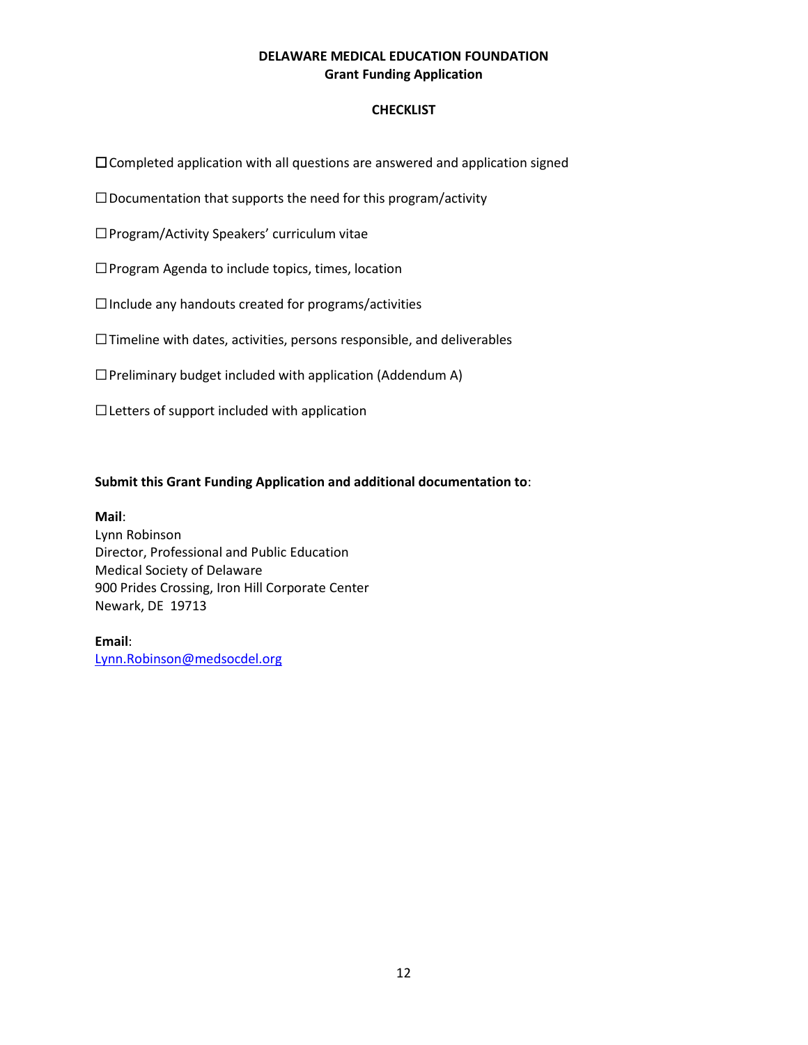**DELAWARE MEDICAL EDUCATION FOUNDATION**
**Grant Funding Application**

**CHECKLIST**

☐ Completed application with all questions are answered and application signed

☐ Documentation that supports the need for this program/activity

☐ Program/Activity Speakers' curriculum vitae

☐ Program Agenda to include topics, times, location

☐ Include any handouts created for programs/activities

☐ Timeline with dates, activities, persons responsible, and deliverables

☐ Preliminary budget included with application (Addendum A)

☐ Letters of support included with application

**Submit this Grant Funding Application and additional documentation to**:

**Mail**:
Lynn Robinson
Director, Professional and Public Education
Medical Society of Delaware
900 Prides Crossing, Iron Hill Corporate Center
Newark, DE 19713

**Email**:
Lynn.Robinson@medsocdel.org